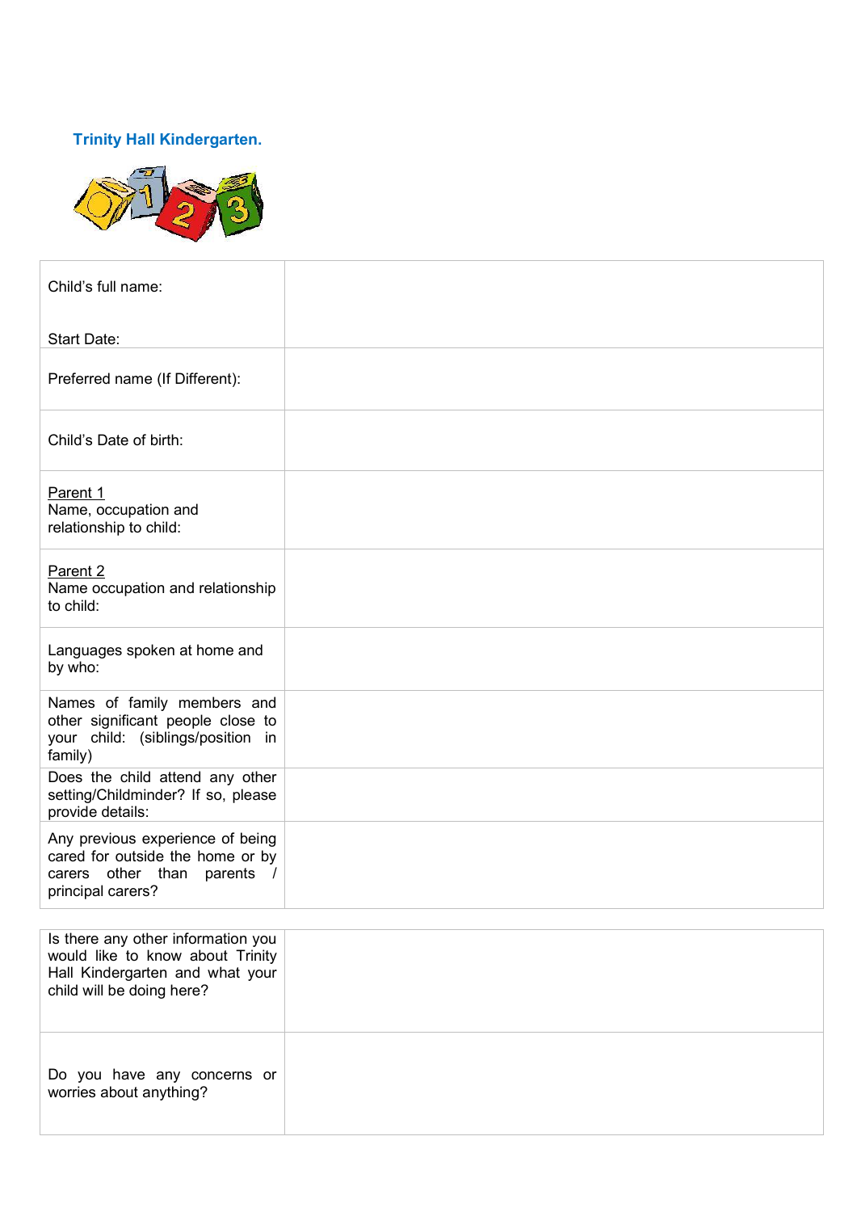**Trinity Hall Kindergarten.**

| | |
|---|---|
| Child's full name:<br><br>Start Date: | |
| Preferred name (If Different): | |
| Child's Date of birth: | |
| Parent 1<br>Name, occupation and relationship to child: | |
| Parent 2<br>Name occupation and relationship to child: | |
| Languages spoken at home and by who: | |
| Names of family members and other significant people close to your child: (siblings/position in family) | |
| Does the child attend any other setting/Childminder? If so, please provide details: | |
| Any previous experience of being cared for outside the home or by carers other than parents / principal carers? | |

| | |
|---|---|
| Is there any other information you would like to know about Trinity Hall Kindergarten and what your child will be doing here? | |
| Do you have any concerns or worries about anything? | |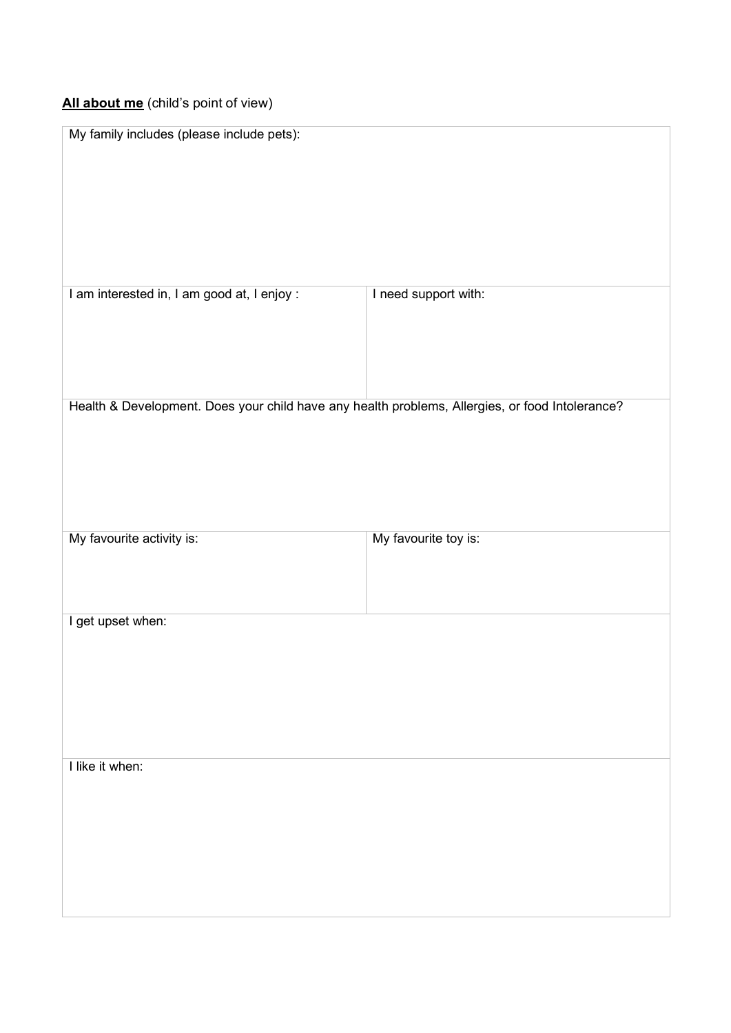**<u>All about me</u>** (child's point of view)

| My family includes (please include pets): | |
|---|---|
| | |
| I am interested in, I am good at, I enjoy : | I need support with: |
| | |
| Health & Development. Does your child have any health problems, Allergies, or food Intolerance? | |
| | |
| My favourite activity is: | My favourite toy is: |
| | |
| I get upset when: | |
| | |
| I like it when: | |
| | |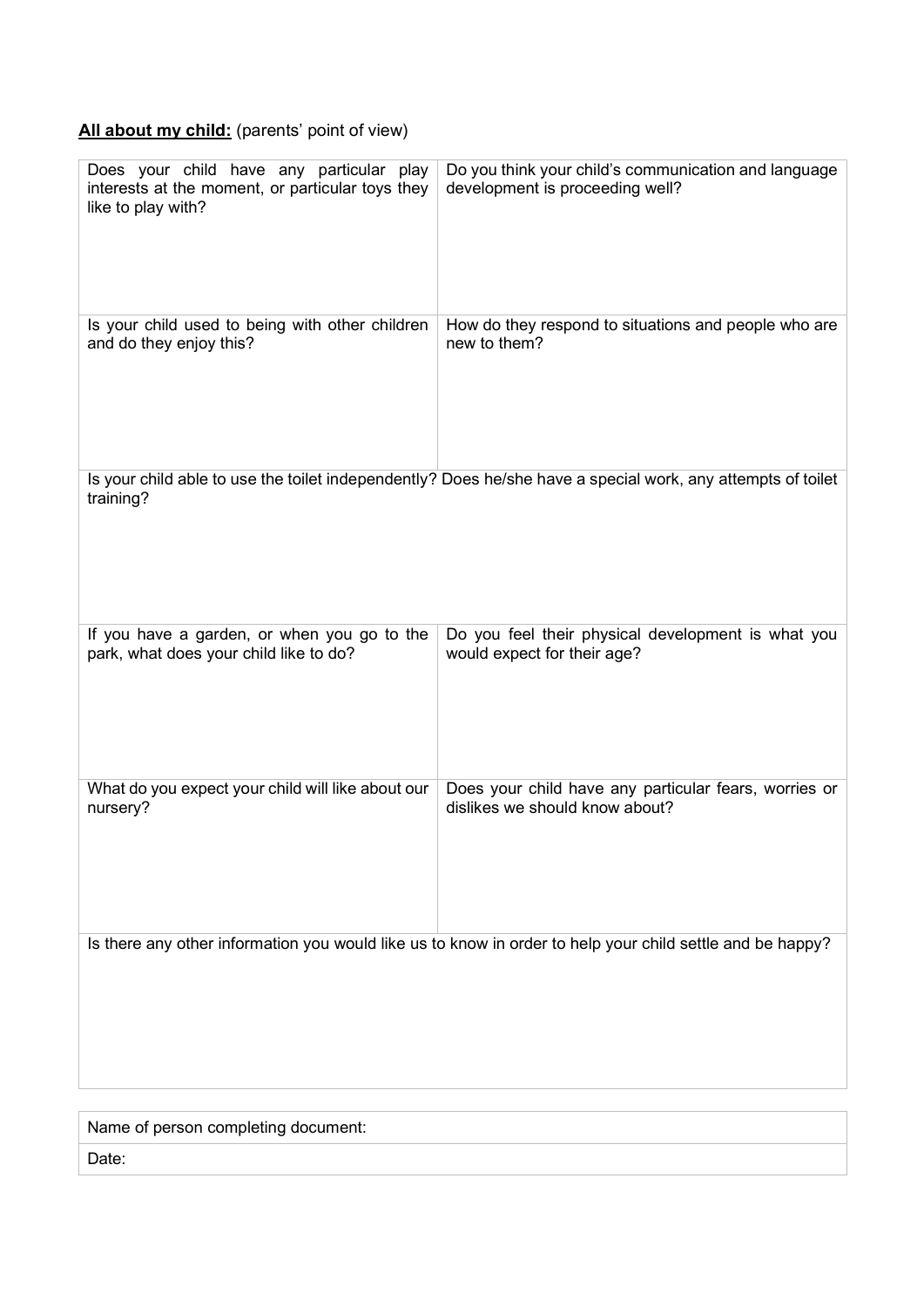**All about my child:** (parents' point of view)

| | |
|---|---|
| Does your child have any particular play interests at the moment, or particular toys they like to play with? | Do you think your child's communication and language development is proceeding well? |
| Is your child used to being with other children and do they enjoy this? | How do they respond to situations and people who are new to them? |
| Is your child able to use the toilet independently? Does he/she have a special work, any attempts of toilet training? | |
| If you have a garden, or when you go to the park, what does your child like to do? | Do you feel their physical development is what you would expect for their age? |
| What do you expect your child will like about our nursery? | Does your child have any particular fears, worries or dislikes we should know about? |
| Is there any other information you would like us to know in order to help your child settle and be happy? | |

| |
|---|
| Name of person completing document: |
| Date: |